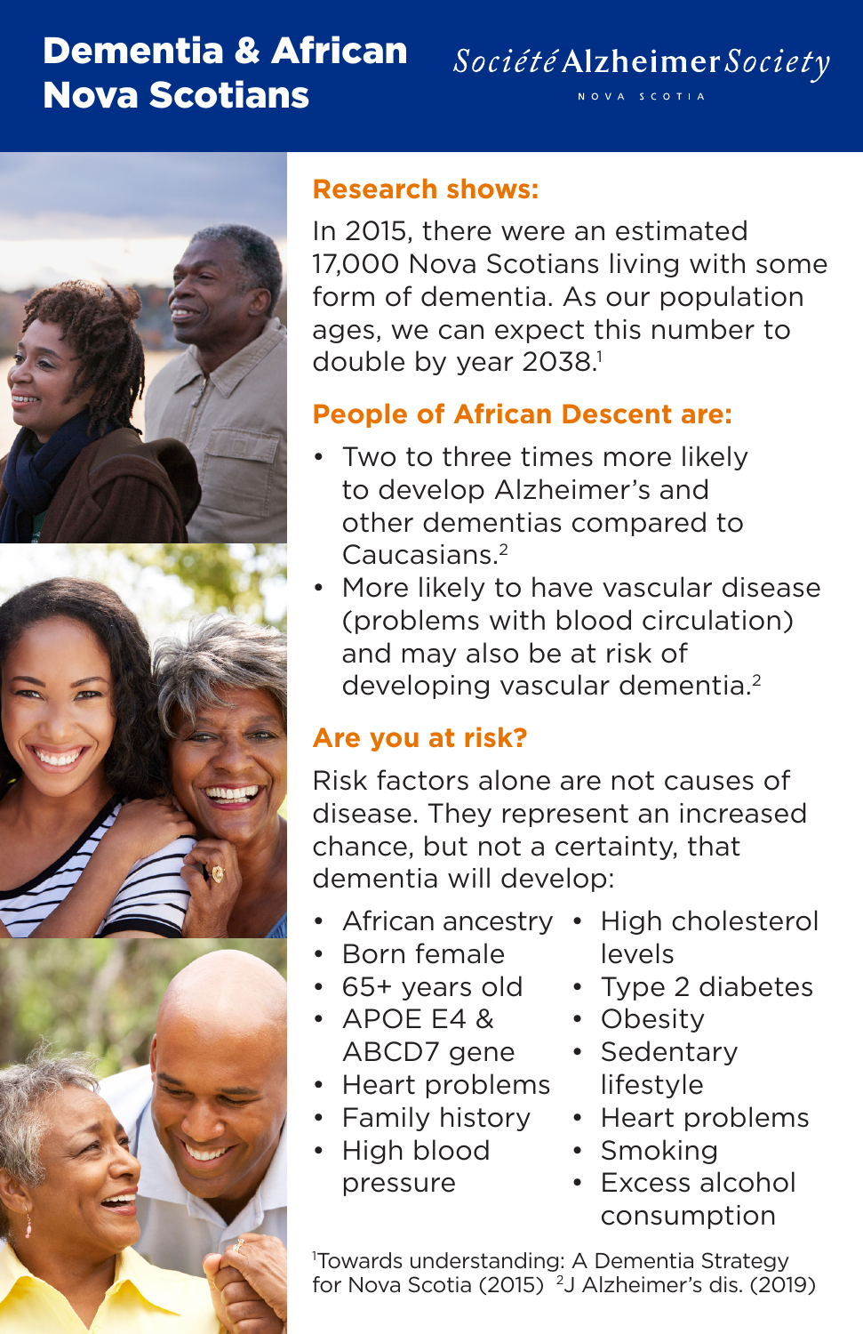# Dementia & African Nova Scotians

Société Alzheimer Society
NOVA SCOTIA

## Research shows:

In 2015, there were an estimated 17,000 Nova Scotians living with some form of dementia. As our population ages, we can expect this number to double by year 2038.[1]

## People of African Descent are:

- Two to three times more likely to develop Alzheimer's and other dementias compared to Caucasians.[2]
- More likely to have vascular disease (problems with blood circulation) and may also be at risk of developing vascular dementia.[2]

## Are you at risk?

Risk factors alone are not causes of disease. They represent an increased chance, but not a certainty, that dementia will develop:

- African ancestry
- Born female
- 65+ years old
- APOE E4 & ABCD7 gene
- Heart problems
- Family history
- High blood pressure
- High cholesterol levels
- Type 2 diabetes
- Obesity
- Sedentary lifestyle
- Heart problems
- Smoking
- Excess alcohol consumption

[1]Towards understanding: A Dementia Strategy for Nova Scotia (2015) [2]J Alzheimer's dis. (2019)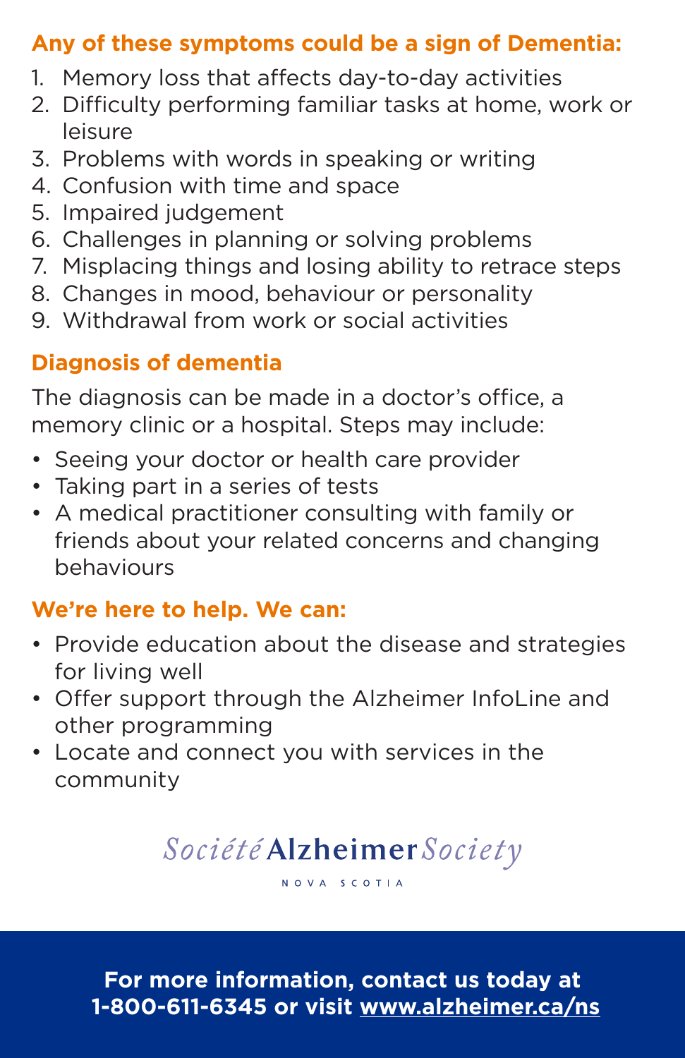## Any of these symptoms could be a sign of Dementia:

1. Memory loss that affects day-to-day activities
2. Difficulty performing familiar tasks at home, work or leisure
3. Problems with words in speaking or writing
4. Confusion with time and space
5. Impaired judgement
6. Challenges in planning or solving problems
7. Misplacing things and losing ability to retrace steps
8. Changes in mood, behaviour or personality
9. Withdrawal from work or social activities

## Diagnosis of dementia

The diagnosis can be made in a doctor's office, a memory clinic or a hospital. Steps may include:

- Seeing your doctor or health care provider
- Taking part in a series of tests
- A medical practitioner consulting with family or friends about your related concerns and changing behaviours

## We're here to help. We can:

- Provide education about the disease and strategies for living well
- Offer support through the Alzheimer InfoLine and other programming
- Locate and connect you with services in the community

*Société* **Alzheimer** *Society*

NOVA SCOTIA

**For more information, contact us today at 1-800-611-6345 or visit www.alzheimer.ca/ns**